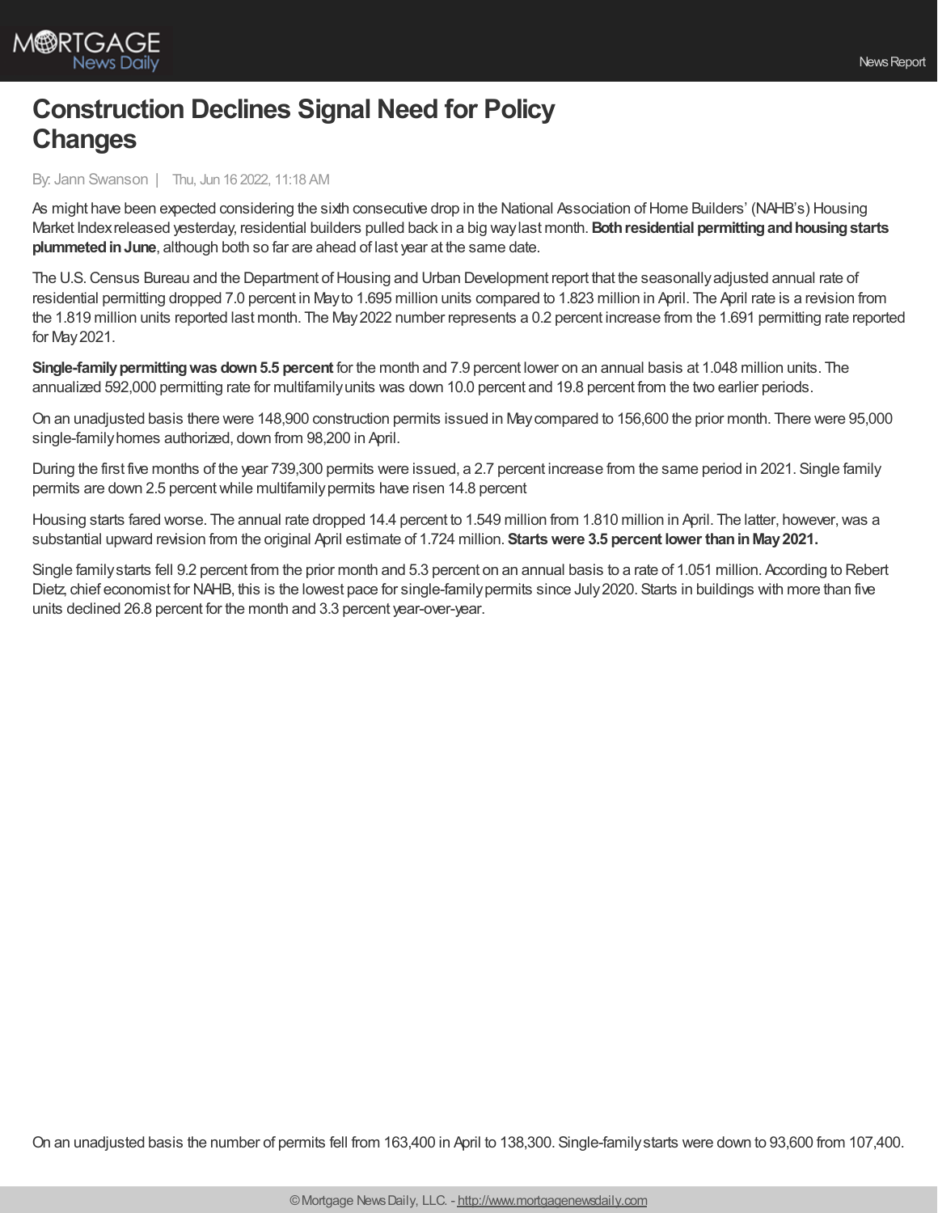# Construction Declines Signal Need for Policy Changes

By: Jann Swanson | Thu, Jun 16 2022, 11:18 AM

As might have been expected considering the sixth consecutive drop in the National Association of Home Builders' (NAHB's) Housing Market Index released yesterday, residential builders pulled back in a big way last month. **Both residential permitting and housing starts plummeted in June**, although both so far are ahead of last year at the same date.

The U.S. Census Bureau and the Department of Housing and Urban Development report that the seasonally adjusted annual rate of residential permitting dropped 7.0 percent in May to 1.695 million units compared to 1.823 million in April. The April rate is a revision from the 1.819 million units reported last month. The May 2022 number represents a 0.2 percent increase from the 1.691 permitting rate reported for May 2021.

**Single-family permitting was down 5.5 percent** for the month and 7.9 percent lower on an annual basis at 1.048 million units. The annualized 592,000 permitting rate for multifamily units was down 10.0 percent and 19.8 percent from the two earlier periods.

On an unadjusted basis there were 148,900 construction permits issued in May compared to 156,600 the prior month. There were 95,000 single-family homes authorized, down from 98,200 in April.

During the first five months of the year 739,300 permits were issued, a 2.7 percent increase from the same period in 2021. Single family permits are down 2.5 percent while multifamily permits have risen 14.8 percent

Housing starts fared worse. The annual rate dropped 14.4 percent to 1.549 million from 1.810 million in April. The latter, however, was a substantial upward revision from the original April estimate of 1.724 million. **Starts were 3.5 percent lower than in May 2021.**

Single family starts fell 9.2 percent from the prior month and 5.3 percent on an annual basis to a rate of 1.051 million. According to Robert Dietz, chief economist for NAHB, this is the lowest pace for single-family permits since July 2020. Starts in buildings with more than five units declined 26.8 percent for the month and 3.3 percent year-over-year.

On an unadjusted basis the number of permits fell from 163,400 in April to 138,300. Single-family starts were down to 93,600 from 107,400.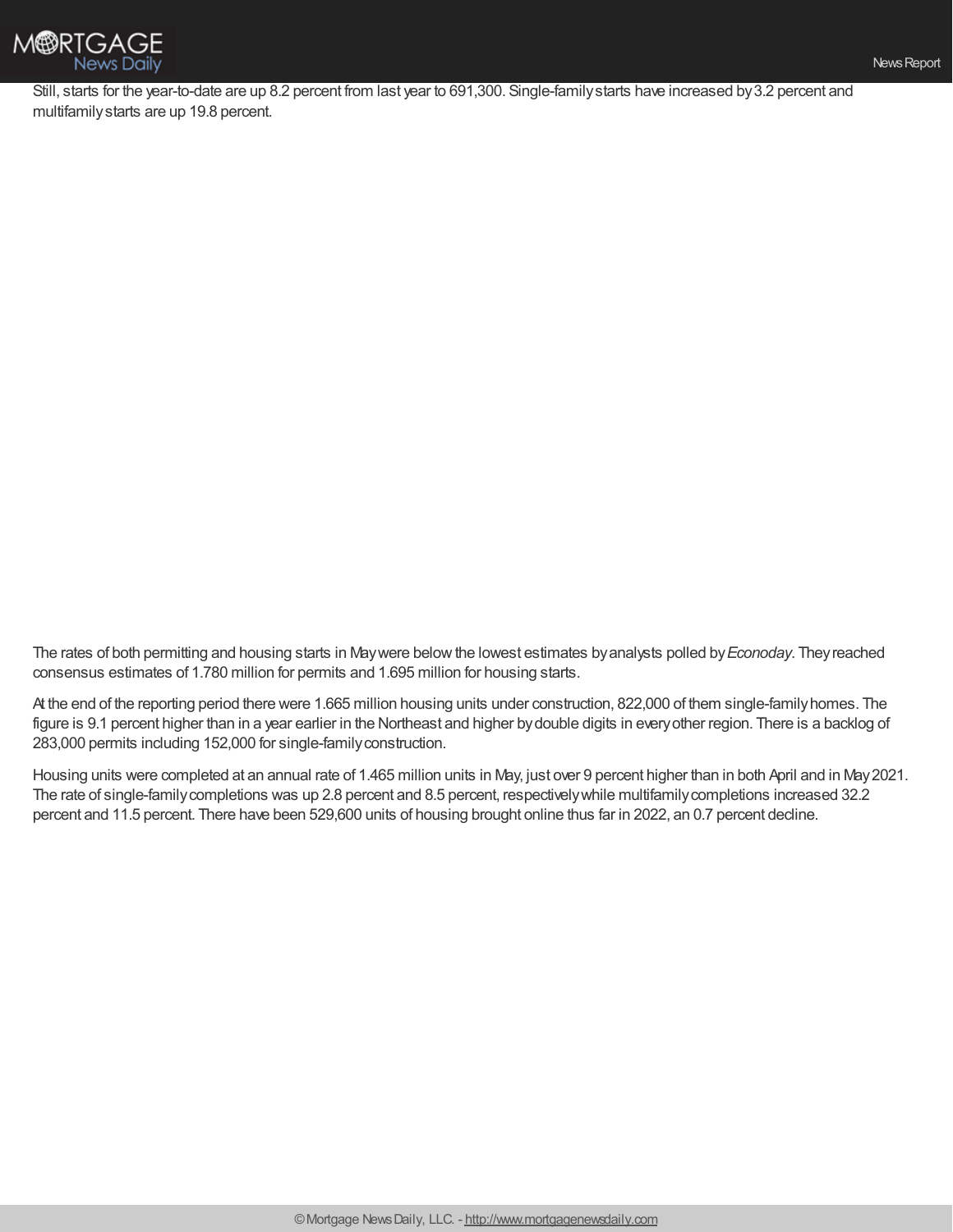Still, starts for the year-to-date are up 8.2 percent from last year to 691,300. Single-family starts have increased by 3.2 percent and multifamily starts are up 19.8 percent.

The rates of both permitting and housing starts in May were below the lowest estimates by analysts polled by *Econoday*. They reached consensus estimates of 1.780 million for permits and 1.695 million for housing starts.

At the end of the reporting period there were 1.665 million housing units under construction, 822,000 of them single-family homes. The figure is 9.1 percent higher than in a year earlier in the Northeast and higher by double digits in every other region. There is a backlog of 283,000 permits including 152,000 for single-family construction.

Housing units were completed at an annual rate of 1.465 million units in May, just over 9 percent higher than in both April and in May 2021. The rate of single-family completions was up 2.8 percent and 8.5 percent, respectively while multifamily completions increased 32.2 percent and 11.5 percent. There have been 529,600 units of housing brought online thus far in 2022, an 0.7 percent decline.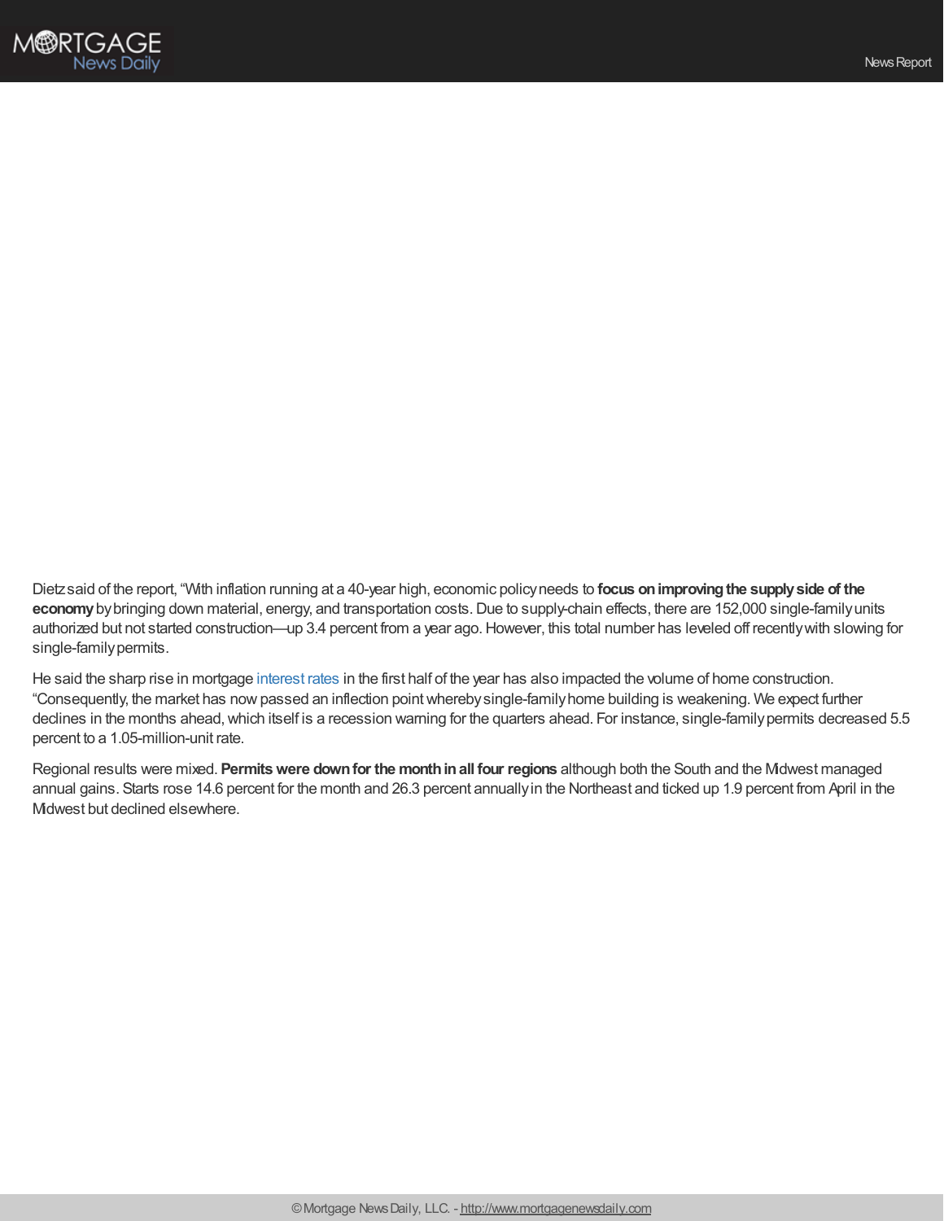Dietz said of the report, "With inflation running at a 40-year high, economic policy needs to **focus on improving the supply side of the economy** by bringing down material, energy, and transportation costs. Due to supply-chain effects, there are 152,000 single-family units authorized but not started construction—up 3.4 percent from a year ago. However, this total number has leveled off recently with slowing for single-family permits.

He said the sharp rise in mortgage interest rates in the first half of the year has also impacted the volume of home construction. "Consequently, the market has now passed an inflection point whereby single-family home building is weakening. We expect further declines in the months ahead, which itself is a recession warning for the quarters ahead. For instance, single-family permits decreased 5.5 percent to a 1.05-million-unit rate.

Regional results were mixed. **Permits were down for the month in all four regions** although both the South and the Midwest managed annual gains. Starts rose 14.6 percent for the month and 26.3 percent annually in the Northeast and ticked up 1.9 percent from April in the Midwest but declined elsewhere.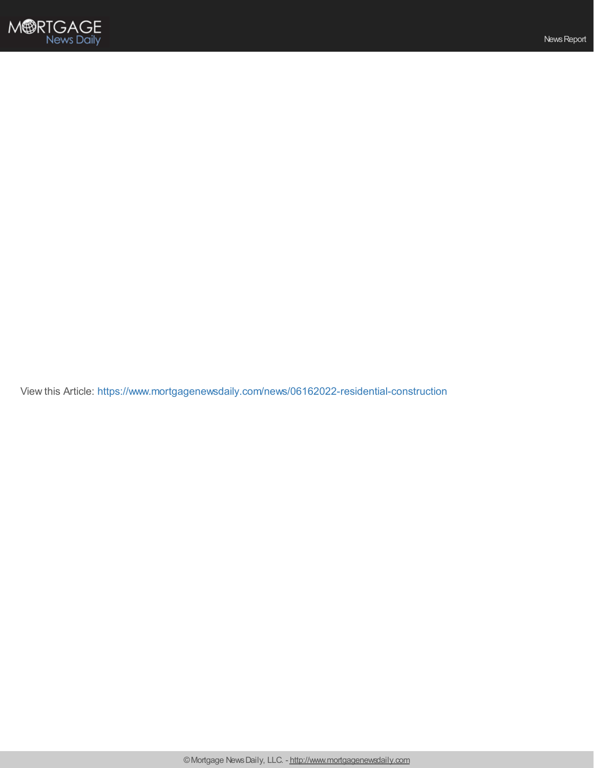View this Article: https://www.mortgagenewsdaily.com/news/06162022-residential-construction